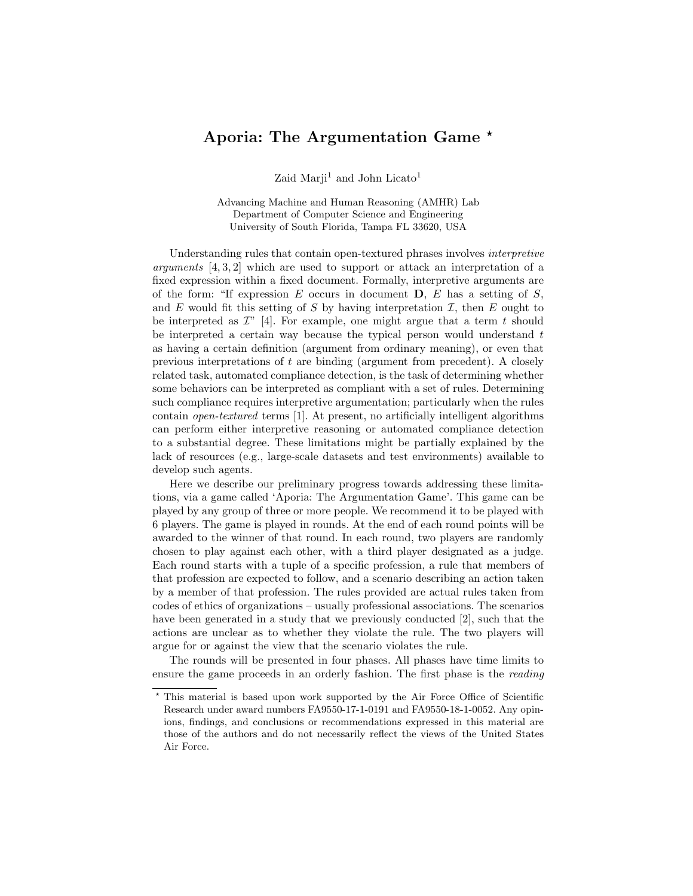# Aporia: The Argumentation Game *

Zaid Marji[1] and John Licato[1]

Advancing Machine and Human Reasoning (AMHR) Lab
Department of Computer Science and Engineering
University of South Florida, Tampa FL 33620, USA

Understanding rules that contain open-textured phrases involves *interpretive arguments* [4, 3, 2] which are used to support or attack an interpretation of a fixed expression within a fixed document. Formally, interpretive arguments are of the form: "If expression $E$ occurs in document $\mathbf{D}$, $E$ has a setting of $S$, and $E$ would fit this setting of $S$ by having interpretation $\mathcal{I}$, then $E$ ought to be interpreted as $\mathcal{I}$" [4]. For example, one might argue that a term $t$ should be interpreted a certain way because the typical person would understand $t$ as having a certain definition (argument from ordinary meaning), or even that previous interpretations of $t$ are binding (argument from precedent). A closely related task, automated compliance detection, is the task of determining whether some behaviors can be interpreted as compliant with a set of rules. Determining such compliance requires interpretive argumentation; particularly when the rules contain *open-textured* terms [1]. At present, no artificially intelligent algorithms can perform either interpretive reasoning or automated compliance detection to a substantial degree. These limitations might be partially explained by the lack of resources (e.g., large-scale datasets and test environments) available to develop such agents.

Here we describe our preliminary progress towards addressing these limitations, via a game called 'Aporia: The Argumentation Game'. This game can be played by any group of three or more people. We recommend it to be played with 6 players. The game is played in rounds. At the end of each round points will be awarded to the winner of that round. In each round, two players are randomly chosen to play against each other, with a third player designated as a judge. Each round starts with a tuple of a specific profession, a rule that members of that profession are expected to follow, and a scenario describing an action taken by a member of that profession. The rules provided are actual rules taken from codes of ethics of organizations – usually professional associations. The scenarios have been generated in a study that we previously conducted [2], such that the actions are unclear as to whether they violate the rule. The two players will argue for or against the view that the scenario violates the rule.

The rounds will be presented in four phases. All phases have time limits to ensure the game proceeds in an orderly fashion. The first phase is the *reading*

* This material is based upon work supported by the Air Force Office of Scientific Research under award numbers FA9550-17-1-0191 and FA9550-18-1-0052. Any opinions, findings, and conclusions or recommendations expressed in this material are those of the authors and do not necessarily reflect the views of the United States Air Force.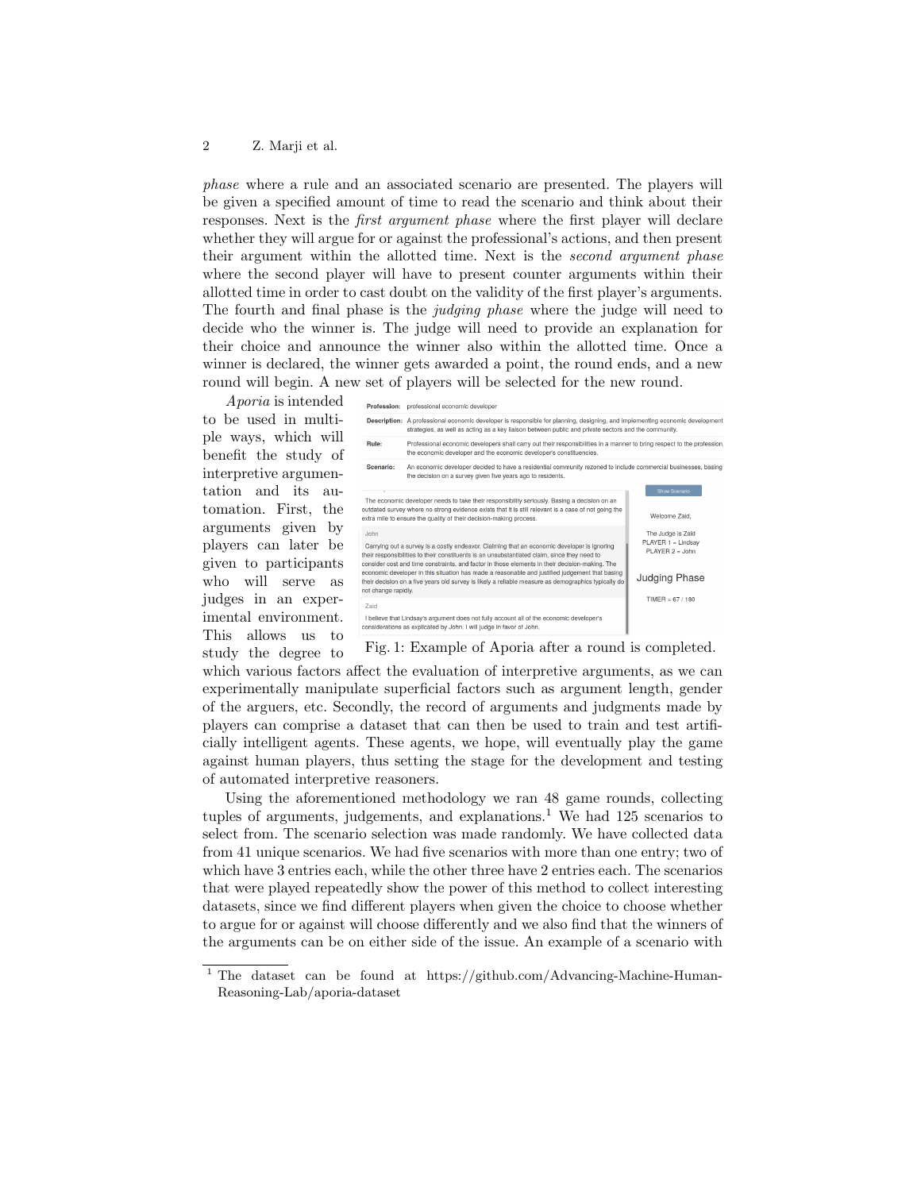*phase* where a rule and an associated scenario are presented. The players will be given a specified amount of time to read the scenario and think about their responses. Next is the *first argument phase* where the first player will declare whether they will argue for or against the professional's actions, and then present their argument within the allotted time. Next is the *second argument phase* where the second player will have to present counter arguments within their allotted time in order to cast doubt on the validity of the first player's arguments. The fourth and final phase is the *judging phase* where the judge will need to decide who the winner is. The judge will need to provide an explanation for their choice and announce the winner also within the allotted time. Once a winner is declared, the winner gets awarded a point, the round ends, and a new round will begin. A new set of players will be selected for the new round.

*Aporia* is intended to be used in multiple ways, which will benefit the study of interpretive argumentation and its automation. First, the arguments given by players can later be given to participants who will serve as judges in an experimental environment. This allows us to study the degree to which various factors affect the evaluation of interpretive arguments, as we can experimentally manipulate superficial factors such as argument length, gender of the arguers, etc. Secondly, the record of arguments and judgments made by players can comprise a dataset that can then be used to train and test artificially intelligent agents. These agents, we hope, will eventually play the game against human players, thus setting the stage for the development and testing of automated interpretive reasoners.

Fig. 1: Example of Aporia after a round is completed.

Using the aforementioned methodology we ran 48 game rounds, collecting tuples of arguments, judgements, and explanations.[1] We had 125 scenarios to select from. The scenario selection was made randomly. We have collected data from 41 unique scenarios. We had five scenarios with more than one entry; two of which have 3 entries each, while the other three have 2 entries each. The scenarios that were played repeatedly show the power of this method to collect interesting datasets, since we find different players when given the choice to choose whether to argue for or against will choose differently and we also find that the winners of the arguments can be on either side of the issue. An example of a scenario with

[1] The dataset can be found at https://github.com/Advancing-Machine-Human-Reasoning-Lab/aporia-dataset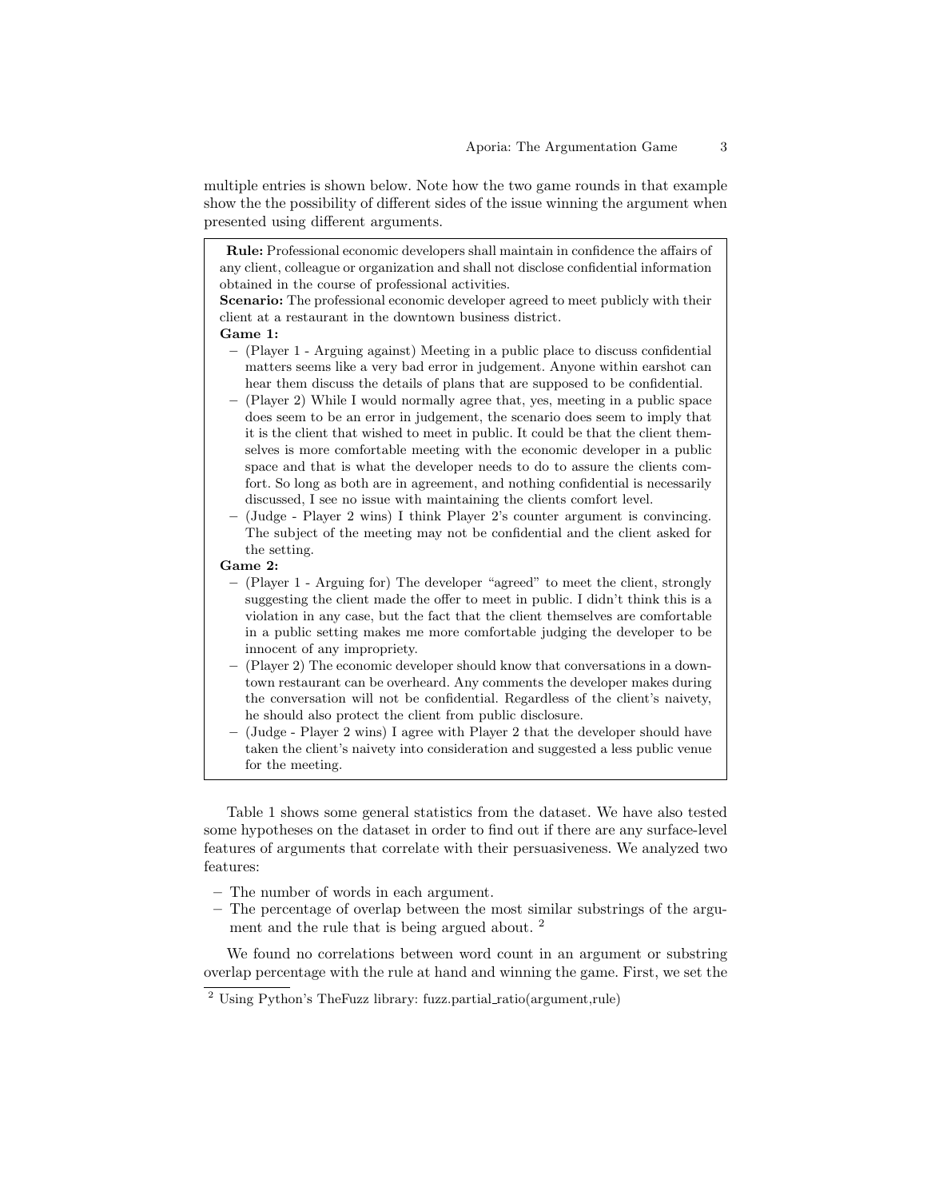multiple entries is shown below. Note how the two game rounds in that example show the the possibility of different sides of the issue winning the argument when presented using different arguments.

> **Rule:** Professional economic developers shall maintain in confidence the affairs of any client, colleague or organization and shall not disclose confidential information obtained in the course of professional activities.
> **Scenario:** The professional economic developer agreed to meet publicly with their client at a restaurant in the downtown business district.
>
> **Game 1:**
> - (Player 1 - Arguing against) Meeting in a public place to discuss confidential matters seems like a very bad error in judgement. Anyone within earshot can hear them discuss the details of plans that are supposed to be confidential.
> - (Player 2) While I would normally agree that, yes, meeting in a public space does seem to be an error in judgement, the scenario does seem to imply that it is the client that wished to meet in public. It could be that the client themselves is more comfortable meeting with the economic developer in a public space and that is what the developer needs to do to assure the clients comfort. So long as both are in agreement, and nothing confidential is necessarily discussed, I see no issue with maintaining the clients comfort level.
> - (Judge - Player 2 wins) I think Player 2's counter argument is convincing. The subject of the meeting may not be confidential and the client asked for the setting.
>
> **Game 2:**
> - (Player 1 - Arguing for) The developer "agreed" to meet the client, strongly suggesting the client made the offer to meet in public. I didn't think this is a violation in any case, but the fact that the client themselves are comfortable in a public setting makes me more comfortable judging the developer to be innocent of any impropriety.
> - (Player 2) The economic developer should know that conversations in a downtown restaurant can be overheard. Any comments the developer makes during the conversation will not be confidential. Regardless of the client's naivety, he should also protect the client from public disclosure.
> - (Judge - Player 2 wins) I agree with Player 2 that the developer should have taken the client's naivety into consideration and suggested a less public venue for the meeting.

Table 1 shows some general statistics from the dataset. We have also tested some hypotheses on the dataset in order to find out if there are any surface-level features of arguments that correlate with their persuasiveness. We analyzed two features:

- The number of words in each argument.
- The percentage of overlap between the most similar substrings of the argument and the rule that is being argued about. [2]

We found no correlations between word count in an argument or substring overlap percentage with the rule at hand and winning the game. First, we set the

[2] Using Python's TheFuzz library: fuzz.partial_ratio(argument,rule)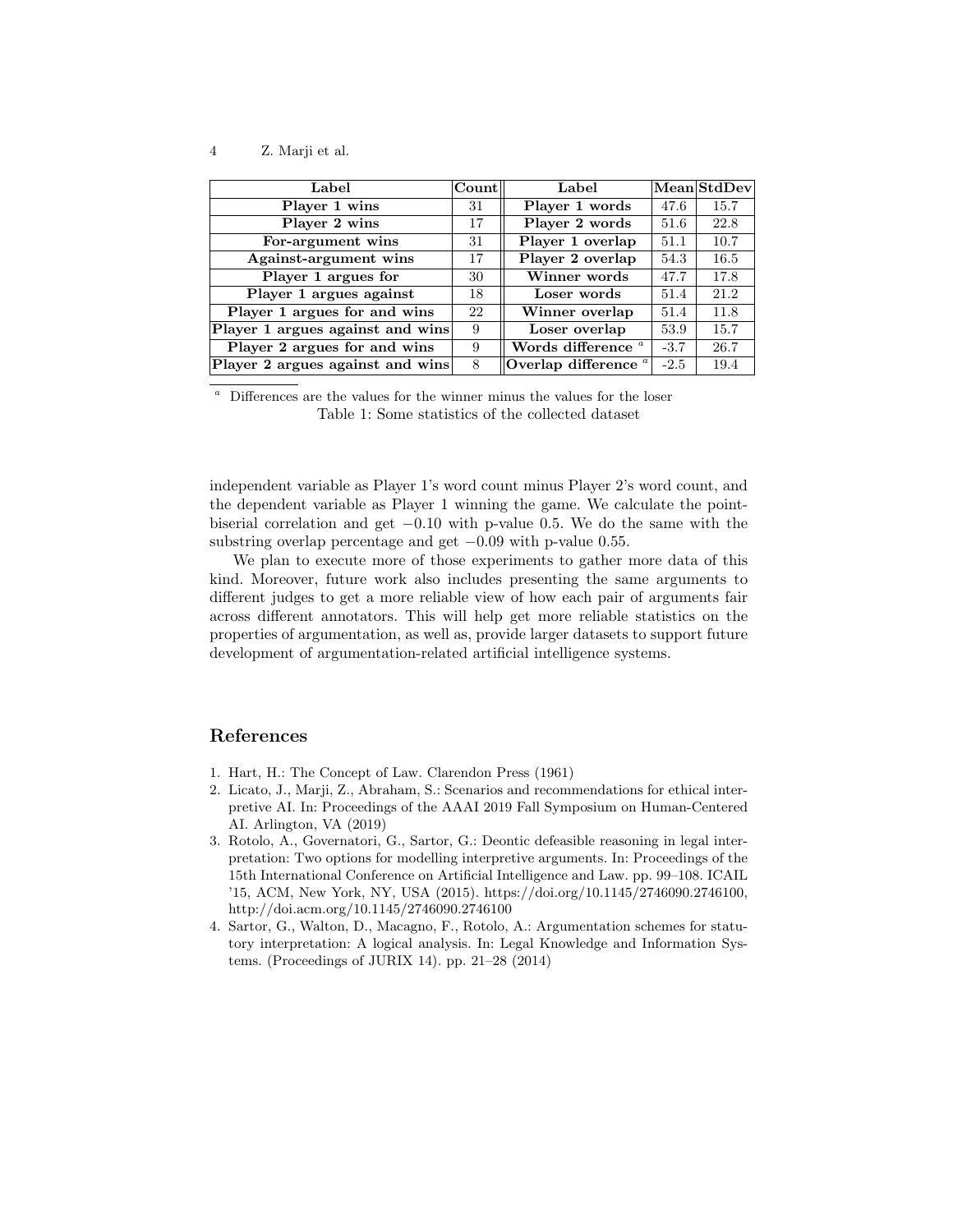| Label | Count | Label | Mean | StdDev |
|---|---|---|---|---|
| **Player 1 wins** | 31 | **Player 1 words** | 47.6 | 15.7 |
| **Player 2 wins** | 17 | **Player 2 words** | 51.6 | 22.8 |
| **For-argument wins** | 31 | **Player 1 overlap** | 51.1 | 10.7 |
| **Against-argument wins** | 17 | **Player 2 overlap** | 54.3 | 16.5 |
| **Player 1 argues for** | 30 | **Winner words** | 47.7 | 17.8 |
| **Player 1 argues against** | 18 | **Loser words** | 51.4 | 21.2 |
| **Player 1 argues for and wins** | 22 | **Winner overlap** | 51.4 | 11.8 |
| **Player 1 argues against and wins** | 9 | **Loser overlap** | 53.9 | 15.7 |
| **Player 2 argues for and wins** | 9 | **Words difference** [a] | -3.7 | 26.7 |
| **Player 2 argues against and wins** | 8 | **Overlap difference** [a] | -2.5 | 19.4 |

[a] Differences are the values for the winner minus the values for the loser

Table 1: Some statistics of the collected dataset

independent variable as Player 1's word count minus Player 2's word count, and the dependent variable as Player 1 winning the game. We calculate the point-biserial correlation and get $-0.10$ with p-value 0.5. We do the same with the substring overlap percentage and get $-0.09$ with p-value 0.55.

We plan to execute more of those experiments to gather more data of this kind. Moreover, future work also includes presenting the same arguments to different judges to get a more reliable view of how each pair of arguments fair across different annotators. This will help get more reliable statistics on the properties of argumentation, as well as, provide larger datasets to support future development of argumentation-related artificial intelligence systems.

## References

1. Hart, H.: The Concept of Law. Clarendon Press (1961)
2. Licato, J., Marji, Z., Abraham, S.: Scenarios and recommendations for ethical interpretive AI. In: Proceedings of the AAAI 2019 Fall Symposium on Human-Centered AI. Arlington, VA (2019)
3. Rotolo, A., Governatori, G., Sartor, G.: Deontic defeasible reasoning in legal interpretation: Two options for modelling interpretive arguments. In: Proceedings of the 15th International Conference on Artificial Intelligence and Law. pp. 99–108. ICAIL '15, ACM, New York, NY, USA (2015). https://doi.org/10.1145/2746090.2746100, http://doi.acm.org/10.1145/2746090.2746100
4. Sartor, G., Walton, D., Macagno, F., Rotolo, A.: Argumentation schemes for statutory interpretation: A logical analysis. In: Legal Knowledge and Information Systems. (Proceedings of JURIX 14). pp. 21–28 (2014)